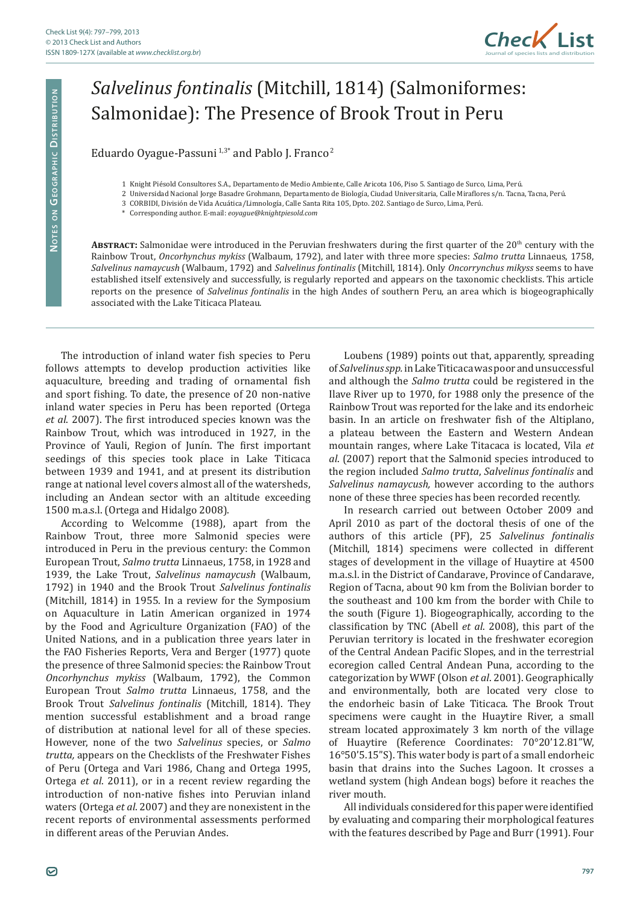# *Salvelinus fontinalis* (Mitchill, 1814) (Salmoniformes: Salmonidae): The Presence of Brook Trout in Peru

Eduardo Oyague-Passuni [1,3*] and Pablo J. Franco [2]

1 Knight Piésold Consultores S.A., Departamento de Medio Ambiente, Calle Aricota 106, Piso 5. Santiago de Surco, Lima, Perú.

2 Universidad Nacional Jorge Basadre Grohmann, Departamento de Biología, Ciudad Universitaria, Calle Miraflores s/n. Tacna, Tacna, Perú.

3 CORBIDI, División de Vida Acuática/Limnología, Calle Santa Rita 105, Dpto. 202. Santiago de Surco, Lima, Perú.

\* Corresponding author. E-mail: *eoyague@knightpiesold.com*

**Abstract:** Salmonidae were introduced in the Peruvian freshwaters during the first quarter of the 20th century with the Rainbow Trout, *Oncorhynchus mykiss* (Walbaum, 1792), and later with three more species: *Salmo trutta* Linnaeus, 1758, *Salvelinus namaycush* (Walbaum, 1792) and *Salvelinus fontinalis* (Mitchill, 1814). Only *Oncorrynchus mikyss* seems to have established itself extensively and successfully, is regularly reported and appears on the taxonomic checklists. This article reports on the presence of *Salvelinus fontinalis* in the high Andes of southern Peru, an area which is biogeographically associated with the Lake Titicaca Plateau.

The introduction of inland water fish species to Peru follows attempts to develop production activities like aquaculture, breeding and trading of ornamental fish and sport fishing. To date, the presence of 20 non-native inland water species in Peru has been reported (Ortega *et al*. 2007). The first introduced species known was the Rainbow Trout, which was introduced in 1927, in the Province of Yauli, Region of Junín. The first important seedings of this species took place in Lake Titicaca between 1939 and 1941, and at present its distribution range at national level covers almost all of the watersheds, including an Andean sector with an altitude exceeding 1500 m.a.s.l. (Ortega and Hidalgo 2008).

According to Welcomme (1988), apart from the Rainbow Trout, three more Salmonid species were introduced in Peru in the previous century: the Common European Trout, *Salmo trutta* Linnaeus, 1758, in 1928 and 1939, the Lake Trout, *Salvelinus namaycush* (Walbaum, 1792) in 1940 and the Brook Trout *Salvelinus fontinalis* (Mitchill, 1814) in 1955. In a review for the Symposium on Aquaculture in Latin American organized in 1974 by the Food and Agriculture Organization (FAO) of the United Nations, and in a publication three years later in the FAO Fisheries Reports, Vera and Berger (1977) quote the presence of three Salmonid species: the Rainbow Trout *Oncorhynchus mykiss* (Walbaum, 1792), the Common European Trout *Salmo trutta* Linnaeus, 1758, and the Brook Trout *Salvelinus fontinalis* (Mitchill, 1814). They mention successful establishment and a broad range of distribution at national level for all of these species. However, none of the two *Salvelinus* species, or *Salmo trutta,* appears on the Checklists of the Freshwater Fishes of Peru (Ortega and Vari 1986, Chang and Ortega 1995, Ortega *et al*. 2011), or in a recent review regarding the introduction of non-native fishes into Peruvian inland waters (Ortega *et al*. 2007) and they are nonexistent in the recent reports of environmental assessments performed in different areas of the Peruvian Andes.

Loubens (1989) points out that, apparently, spreading of *Salvelinus spp.* in Lake Titicaca was poor and unsuccessful and although the *Salmo trutta* could be registered in the Ilave River up to 1970, for 1988 only the presence of the Rainbow Trout was reported for the lake and its endorheic basin. In an article on freshwater fish of the Altiplano, a plateau between the Eastern and Western Andean mountain ranges, where Lake Titacaca is located, Vila *et al*. (2007) report that the Salmonid species introduced to the region included *Salmo trutta*, *Salvelinus fontinalis* and *Salvelinus namaycush,* however according to the authors none of these three species has been recorded recently.

In research carried out between October 2009 and April 2010 as part of the doctoral thesis of one of the authors of this article (PF), 25 *Salvelinus fontinalis* (Mitchill, 1814) specimens were collected in different stages of development in the village of Huaytire at 4500 m.a.s.l. in the District of Candarave, Province of Candarave, Region of Tacna, about 90 km from the Bolivian border to the southeast and 100 km from the border with Chile to the south (Figure 1). Biogeographically, according to the classification by TNC (Abell *et al*. 2008), this part of the Peruvian territory is located in the freshwater ecoregion of the Central Andean Pacific Slopes, and in the terrestrial ecoregion called Central Andean Puna, according to the categorization by WWF (Olson *et al*. 2001). Geographically and environmentally, both are located very close to the endorheic basin of Lake Titicaca. The Brook Trout specimens were caught in the Huaytire River, a small stream located approximately 3 km north of the village of Huaytire (Reference Coordinates: 70°20'12.81"W, 16°50'5.15"S). This water body is part of a small endorheic basin that drains into the Suches Lagoon. It crosses a wetland system (high Andean bogs) before it reaches the river mouth.

All individuals considered for this paper were identified by evaluating and comparing their morphological features with the features described by Page and Burr (1991). Four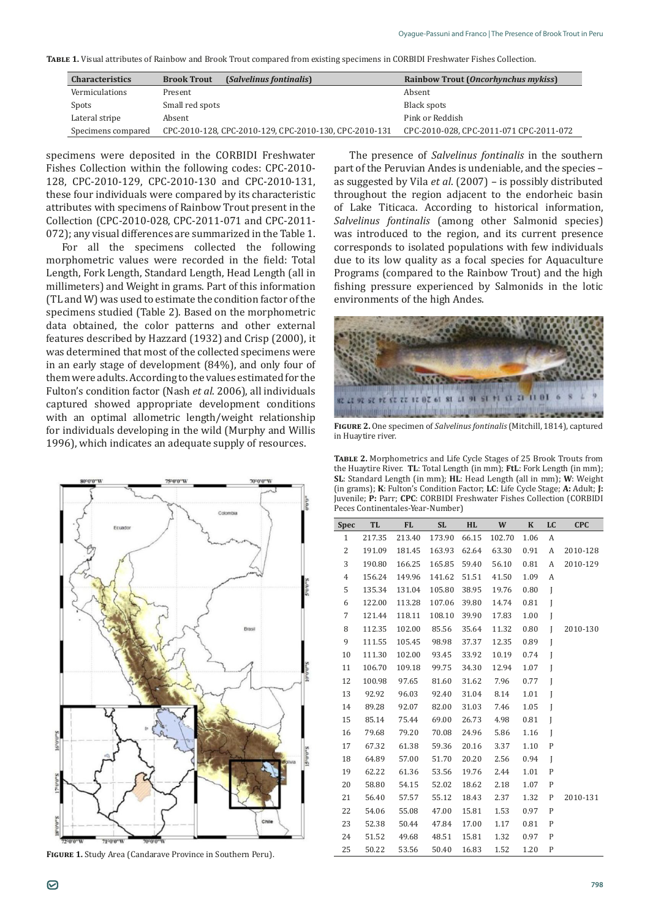**Table 1.** Visual attributes of Rainbow and Brook Trout compared from existing specimens in CORBIDI Freshwater Fishes Collection.

| Characteristics | Brook Trout (*Salvelinus fontinalis*) | Rainbow Trout (*Oncorhynchus mykiss*) |
|---|---|---|
| Vermiculations | Present | Absent |
| Spots | Small red spots | Black spots |
| Lateral stripe | Absent | Pink or Reddish |
| Specimens compared | CPC-2010-128, CPC-2010-129, CPC-2010-130, CPC-2010-131 | CPC-2010-028, CPC-2011-071 CPC-2011-072 |

specimens were deposited in the CORBIDI Freshwater Fishes Collection within the following codes: CPC-2010-128, CPC-2010-129, CPC-2010-130 and CPC-2010-131, these four individuals were compared by its characteristic attributes with specimens of Rainbow Trout present in the Collection (CPC-2010-028, CPC-2011-071 and CPC-2011-072); any visual differences are summarized in the Table 1.

For all the specimens collected the following morphometric values were recorded in the field: Total Length, Fork Length, Standard Length, Head Length (all in millimeters) and Weight in grams. Part of this information (TL and W) was used to estimate the condition factor of the specimens studied (Table 2). Based on the morphometric data obtained, the color patterns and other external features described by Hazzard (1932) and Crisp (2000), it was determined that most of the collected specimens were in an early stage of development (84%), and only four of them were adults. According to the values estimated for the Fulton's condition factor (Nash *et al*. 2006), all individuals captured showed appropriate development conditions with an optimal allometric length/weight relationship for individuals developing in the wild (Murphy and Willis 1996), which indicates an adequate supply of resources.

**Figure 1.** Study Area (Candarave Province in Southern Peru).

The presence of *Salvelinus fontinalis* in the southern part of the Peruvian Andes is undeniable, and the species – as suggested by Vila *et al*. (2007) – is possibly distributed throughout the region adjacent to the endorheic basin of Lake Titicaca. According to historical information, *Salvelinus fontinalis* (among other Salmonid species) was introduced to the region, and its current presence corresponds to isolated populations with few individuals due to its low quality as a focal species for Aquaculture Programs (compared to the Rainbow Trout) and the high fishing pressure experienced by Salmonids in the lotic environments of the high Andes.

**Figure 2.** One specimen of *Salvelinus fontinalis* (Mitchill, 1814), captured in Huaytire river.

**Table 2.** Morphometrics and Life Cycle Stages of 25 Brook Trouts from the Huaytire River. **TL**: Total Length (in mm); **FtL**: Fork Length (in mm); **SL**: Standard Length (in mm); **HL**: Head Length (all in mm); **W**: Weight (in grams); **K**: Fulton's Condition Factor; **LC**: Life Cycle Stage; **A:** Adult; **J:** Juvenile; **P:** Parr; **CPC**: CORBIDI Freshwater Fishes Collection (CORBIDI Peces Continentales-Year-Number)

| Spec | TL | FL | SL | HL | W | K | LC | CPC |
|---|---|---|---|---|---|---|---|---|
| 1 | 217.35 | 213.40 | 173.90 | 66.15 | 102.70 | 1.06 | A | |
| 2 | 191.09 | 181.45 | 163.93 | 62.64 | 63.30 | 0.91 | A | 2010-128 |
| 3 | 190.80 | 166.25 | 165.85 | 59.40 | 56.10 | 0.81 | A | 2010-129 |
| 4 | 156.24 | 149.96 | 141.62 | 51.51 | 41.50 | 1.09 | A | |
| 5 | 135.34 | 131.04 | 105.80 | 38.95 | 19.76 | 0.80 | J | |
| 6 | 122.00 | 113.28 | 107.06 | 39.80 | 14.74 | 0.81 | J | |
| 7 | 121.44 | 118.11 | 108.10 | 39.90 | 17.83 | 1.00 | J | |
| 8 | 112.35 | 102.00 | 85.56 | 35.64 | 11.32 | 0.80 | J | 2010-130 |
| 9 | 111.55 | 105.45 | 98.98 | 37.37 | 12.35 | 0.89 | J | |
| 10 | 111.30 | 102.00 | 93.45 | 33.92 | 10.19 | 0.74 | J | |
| 11 | 106.70 | 109.18 | 99.75 | 34.30 | 12.94 | 1.07 | J | |
| 12 | 100.98 | 97.65 | 81.60 | 31.62 | 7.96 | 0.77 | J | |
| 13 | 92.92 | 96.03 | 92.40 | 31.04 | 8.14 | 1.01 | J | |
| 14 | 89.28 | 92.07 | 82.00 | 31.03 | 7.46 | 1.05 | J | |
| 15 | 85.14 | 75.44 | 69.00 | 26.73 | 4.98 | 0.81 | J | |
| 16 | 79.68 | 79.20 | 70.08 | 24.96 | 5.86 | 1.16 | J | |
| 17 | 67.32 | 61.38 | 59.36 | 20.16 | 3.37 | 1.10 | P | |
| 18 | 64.89 | 57.00 | 51.70 | 20.20 | 2.56 | 0.94 | J | |
| 19 | 62.22 | 61.36 | 53.56 | 19.76 | 2.44 | 1.01 | P | |
| 20 | 58.80 | 54.15 | 52.02 | 18.62 | 2.18 | 1.07 | P | |
| 21 | 56.40 | 57.57 | 55.12 | 18.43 | 2.37 | 1.32 | P | 2010-131 |
| 22 | 54.06 | 55.08 | 47.00 | 15.81 | 1.53 | 0.97 | P | |
| 23 | 52.38 | 50.44 | 47.84 | 17.00 | 1.17 | 0.81 | P | |
| 24 | 51.52 | 49.68 | 48.51 | 15.81 | 1.32 | 0.97 | P | |
| 25 | 50.22 | 53.56 | 50.40 | 16.83 | 1.52 | 1.20 | P | |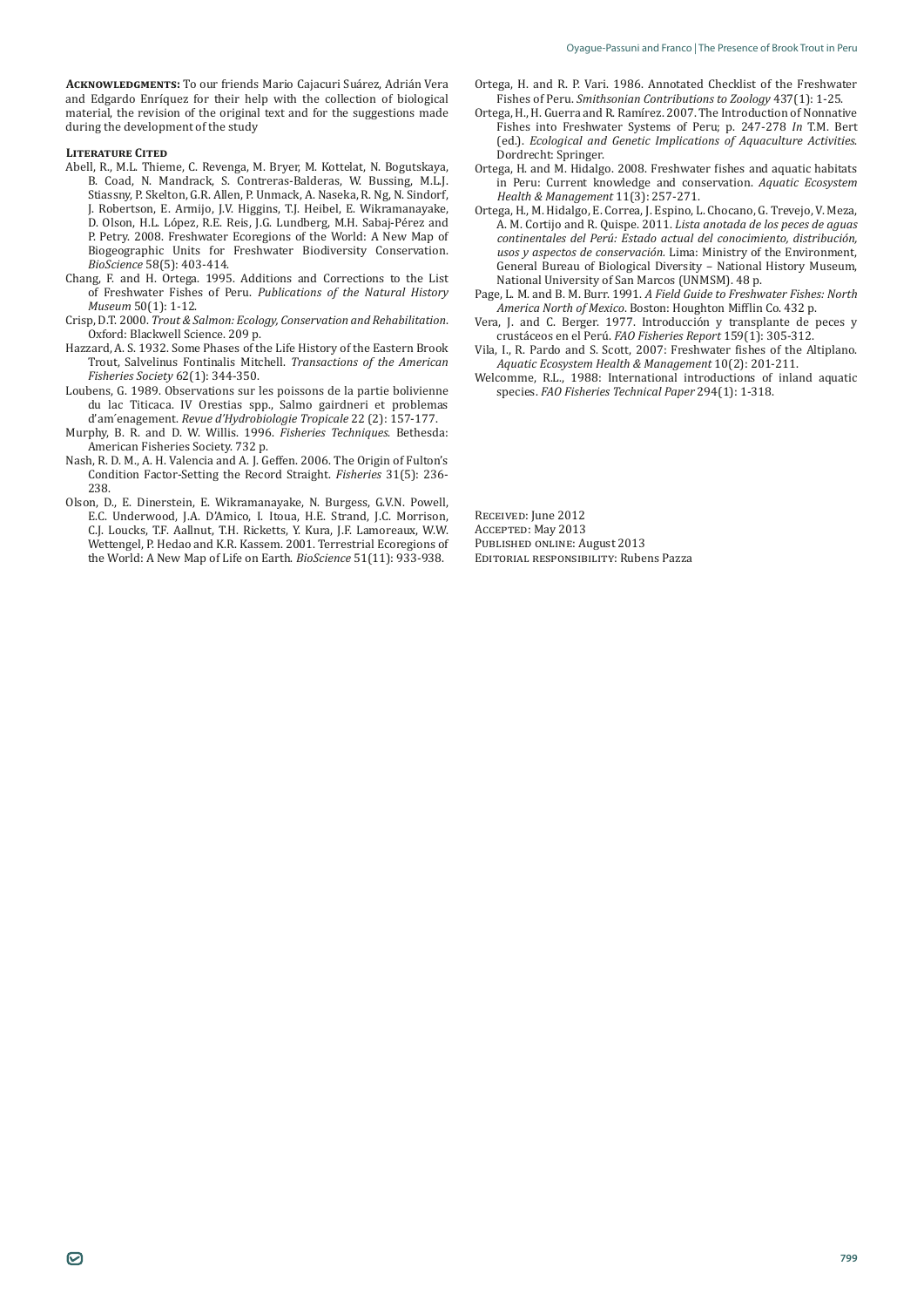**Acknowledgments:** To our friends Mario Cajacuri Suárez, Adrián Vera and Edgardo Enríquez for their help with the collection of biological material, the revision of the original text and for the suggestions made during the development of the study

## Literature Cited

Abell, R., M.L. Thieme, C. Revenga, M. Bryer, M. Kottelat, N. Bogutskaya, B. Coad, N. Mandrack, S. Contreras-Balderas, W. Bussing, M.L.J. Stiassny, P. Skelton, G.R. Allen, P. Unmack, A. Naseka, R. Ng, N. Sindorf, J. Robertson, E. Armijo, J.V. Higgins, T.J. Heibel, E. Wikramanayake, D. Olson, H.L. López, R.E. Reis, J.G. Lundberg, M.H. Sabaj-Pérez and P. Petry. 2008. Freshwater Ecoregions of the World: A New Map of Biogeographic Units for Freshwater Biodiversity Conservation. *BioScience* 58(5): 403-414.

Chang, F. and H. Ortega. 1995. Additions and Corrections to the List of Freshwater Fishes of Peru. *Publications of the Natural History Museum* 50(1): 1-12.

Crisp, D.T. 2000. *Trout & Salmon: Ecology, Conservation and Rehabilitation*. Oxford: Blackwell Science. 209 p.

Hazzard, A. S. 1932. Some Phases of the Life History of the Eastern Brook Trout, Salvelinus Fontinalis Mitchell. *Transactions of the American Fisheries Society* 62(1): 344-350.

Loubens, G. 1989. Observations sur les poissons de la partie bolivienne du lac Titicaca. IV Orestias spp., Salmo gairdneri et problemas d'am´enagement. *Revue d'Hydrobiologie Tropicale* 22 (2): 157-177.

Murphy, B. R. and D. W. Willis. 1996. *Fisheries Techniques*. Bethesda: American Fisheries Society. 732 p.

Nash, R. D. M., A. H. Valencia and A. J. Geffen. 2006. The Origin of Fulton's Condition Factor-Setting the Record Straight. *Fisheries* 31(5): 236-238.

Olson, D., E. Dinerstein, E. Wikramanayake, N. Burgess, G.V.N. Powell, E.C. Underwood, J.A. D'Amico, I. Itoua, H.E. Strand, J.C. Morrison, C.J. Loucks, T.F. Aallnut, T.H. Ricketts, Y. Kura, J.F. Lamoreaux, W.W. Wettengel, P. Hedao and K.R. Kassem. 2001. Terrestrial Ecoregions of the World: A New Map of Life on Earth. *BioScience* 51(11): 933-938.

Ortega, H. and R. P. Vari. 1986. Annotated Checklist of the Freshwater Fishes of Peru. *Smithsonian Contributions to Zoology* 437(1): 1-25.

Ortega, H., H. Guerra and R. Ramírez. 2007. The Introduction of Nonnative Fishes into Freshwater Systems of Peru; p. 247-278 *In* T.M. Bert (ed.). *Ecological and Genetic Implications of Aquaculture Activities*. Dordrecht: Springer.

Ortega, H. and M. Hidalgo. 2008. Freshwater fishes and aquatic habitats in Peru: Current knowledge and conservation. *Aquatic Ecosystem Health & Management* 11(3): 257-271.

Ortega, H., M. Hidalgo, E. Correa, J. Espino, L. Chocano, G. Trevejo, V. Meza, A. M. Cortijo and R. Quispe. 2011. *Lista anotada de los peces de aguas continentales del Perú: Estado actual del conocimiento, distribución, usos y aspectos de conservación*. Lima: Ministry of the Environment, General Bureau of Biological Diversity – National History Museum, National University of San Marcos (UNMSM). 48 p.

Page, L. M. and B. M. Burr. 1991. *A Field Guide to Freshwater Fishes: North America North of Mexico*. Boston: Houghton Mifflin Co. 432 p.

Vera, J. and C. Berger. 1977. Introducción y transplante de peces y crustáceos en el Perú. *FAO Fisheries Report* 159(1): 305-312.

Vila, I., R. Pardo and S. Scott, 2007: Freshwater fishes of the Altiplano. *Aquatic Ecosystem Health & Management* 10(2): 201-211.

Welcomme, R.L., 1988: International introductions of inland aquatic species. *FAO Fisheries Technical Paper* 294(1): 1-318.

Received: June 2012
Accepted: May 2013
Published online: August 2013
Editorial responsibility: Rubens Pazza